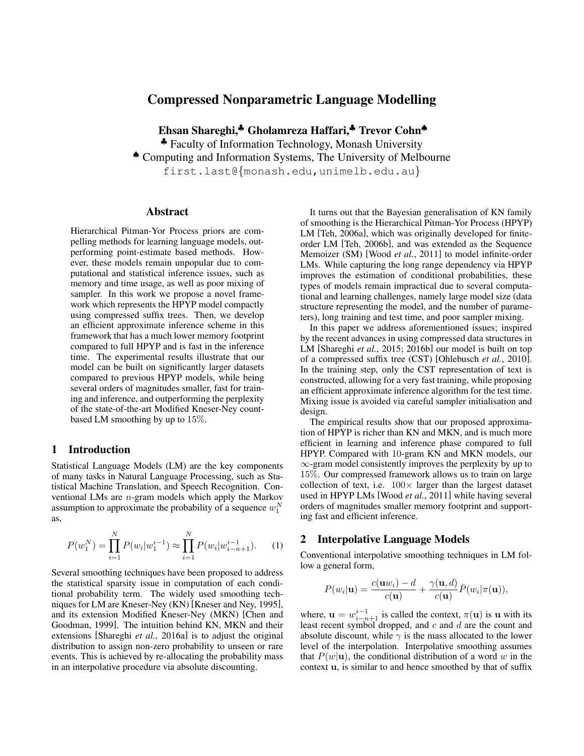# Compressed Nonparametric Language Modelling

**Ehsan Shareghi,[♣] Gholamreza Haffari,[♣] Trevor Cohn[♠]**

[♣] Faculty of Information Technology, Monash University

[♠] Computing and Information Systems, The University of Melbourne

first.last@{monash.edu,unimelb.edu.au}

## Abstract

Hierarchical Pitman-Yor Process priors are compelling methods for learning language models, outperforming point-estimate based methods. However, these models remain unpopular due to computational and statistical inference issues, such as memory and time usage, as well as poor mixing of sampler. In this work we propose a novel framework which represents the HPYP model compactly using compressed suffix trees. Then, we develop an efficient approximate inference scheme in this framework that has a much lower memory footprint compared to full HPYP and is fast in the inference time. The experimental results illustrate that our model can be built on significantly larger datasets compared to previous HPYP models, while being several orders of magnitudes smaller, fast for training and inference, and outperforming the perplexity of the state-of-the-art Modified Kneser-Ney count-based LM smoothing by up to $15\%$.

## 1 Introduction

Statistical Language Models (LM) are the key components of many tasks in Natural Language Processing, such as Statistical Machine Translation, and Speech Recognition. Conventional LMs are $n$-gram models which apply the Markov assumption to approximate the probability of a sequence $w_1^N$ as,

$$P(w_1^N) = \prod_{i=1}^{N} P(w_i|w_1^{i-1}) \approx \prod_{i=1}^{N} P(w_i|w_{i-n+1}^{i-1}). \quad (1)$$

Several smoothing techniques have been proposed to address the statistical sparsity issue in computation of each conditional probability term. The widely used smoothing techniques for LM are Kneser-Ney (KN) [Kneser and Ney, 1995], and its extension Modified Kneser-Ney (MKN) [Chen and Goodman, 1999]. The intuition behind KN, MKN and their extensions [Shareghi *et al.*, 2016a] is to adjust the original distribution to assign non-zero probability to unseen or rare events. This is achieved by re-allocating the probability mass in an interpolative procedure via absolute discounting.

It turns out that the Bayesian generalisation of KN family of smoothing is the Hierarchical Pitman-Yor Process (HPYP) LM [Teh, 2006a], which was originally developed for finite-order LM [Teh, 2006b], and was extended as the Sequence Memoizer (SM) [Wood *et al.*, 2011] to model infinite-order LMs. While capturing the long range dependency via HPYP improves the estimation of conditional probabilities, these types of models remain impractical due to several computational and learning challenges, namely large model size (data structure representing the model, and the number of parameters), long training and test time, and poor sampler mixing.

In this paper we address aforementioned issues; inspired by the recent advances in using compressed data structures in LM [Shareghi *et al.*, 2015; 2016b] our model is built on top of a compressed suffix tree (CST) [Ohlebusch *et al.*, 2010]. In the training step, only the CST representation of text is constructed, allowing for a very fast training, while proposing an efficient approximate inference algorithm for the test time. Mixing issue is avoided via careful sampler initialisation and design.

The empirical results show that our proposed approximation of HPYP is richer than KN and MKN, and is much more efficient in learning and inference phase compared to full HPYP. Compared with 10-gram KN and MKN models, our $\infty$-gram model consistently improves the perplexity by up to $15\%$. Our compressed framework allows us to train on large collection of text, i.e. $100\times$ larger than the largest dataset used in HPYP LMs [Wood *et al.*, 2011] while having several orders of magnitudes smaller memory footprint and supporting fast and efficient inference.

## 2 Interpolative Language Models

Conventional interpolative smoothing techniques in LM follow a general form,

$$P(w_i|\mathbf{u}) = \frac{c(\mathbf{u}w_i) - d}{c(\mathbf{u})} + \frac{\gamma(\mathbf{u}, d)}{c(\mathbf{u})} \bar{P}(w_i|\pi(\mathbf{u})),$$

where, $\mathbf{u} = w_{i-n+1}^{i-1}$ is called the context, $\pi(\mathbf{u})$ is $\mathbf{u}$ with its least recent symbol dropped, and $c$ and $d$ are the count and absolute discount, while $\gamma$ is the mass allocated to the lower level of the interpolation. Interpolative smoothing assumes that $P(w|\mathbf{u})$, the conditional distribution of a word $w$ in the context $\mathbf{u}$, is similar to and hence smoothed by that of suffix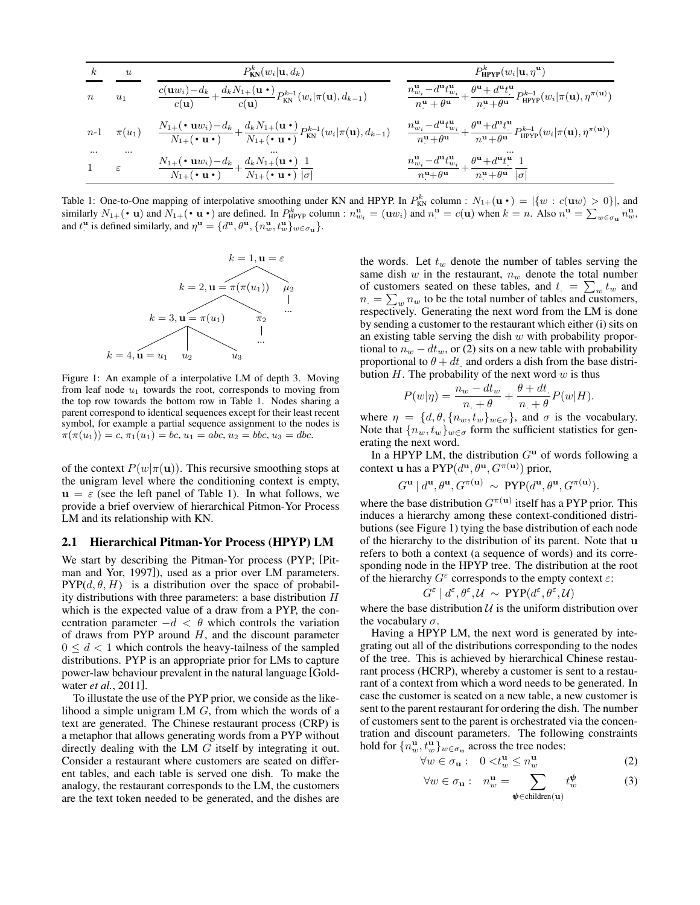| $k$ | $u$ | $P^k_{\text{KN}}(w_i \mid \mathbf{u}, d_k)$ | $P^k_{\text{HPYP}}(w_i \mid \mathbf{u}, \eta^{\mathbf{u}})$ |
|---|---|---|---|
| $n$ | $u_1$ | $\frac{c(\mathbf{u}w_i) - d_k}{c(\mathbf{u})} + \frac{d_k N_{1+}(\mathbf{u}\,\bullet)}{c(\mathbf{u})} P^{k-1}_{\text{KN}}(w_i \mid \pi(\mathbf{u}), d_{k-1})$ | $\frac{n^{\mathbf{u}}_{w_i} - d^{\mathbf{u}} t^{\mathbf{u}}_{w_i}}{n^{\mathbf{u}}_{\cdot} + \theta^{\mathbf{u}}} + \frac{\theta^{\mathbf{u}} + d^{\mathbf{u}} t^{\mathbf{u}}_{\cdot}}{n^{\mathbf{u}}_{\cdot} + \theta^{\mathbf{u}}} P^{k-1}_{\text{HPYP}}(w_i \mid \pi(\mathbf{u}), \eta^{\pi(\mathbf{u})})$ |
| $n$-1 | $\pi(u_1)$ | $\frac{N_{1+}(\bullet\,\mathbf{u}w_i) - d_k}{N_{1+}(\bullet\,\mathbf{u}\,\bullet)} + \frac{d_k N_{1+}(\mathbf{u}\,\bullet)}{N_{1+}(\bullet\,\mathbf{u}\,\bullet)} P^{k-1}_{\text{KN}}(w_i \mid \pi(\mathbf{u}), d_{k-1})$ | $\frac{n^{\mathbf{u}}_{w_i} - d^{\mathbf{u}} t^{\mathbf{u}}_{w_i}}{n^{\mathbf{u}}_{\cdot} + \theta^{\mathbf{u}}} + \frac{\theta^{\mathbf{u}} + d^{\mathbf{u}} t^{\mathbf{u}}_{\cdot}}{n^{\mathbf{u}}_{\cdot} + \theta^{\mathbf{u}}} P^{k-1}_{\text{HPYP}}(w_i \mid \pi(\mathbf{u}), \eta^{\pi(\mathbf{u})})$ |
| ... | ... | ... | ... |
| 1 | $\varepsilon$ | $\frac{N_{1+}(\bullet\,\mathbf{u}w_i) - d_k}{N_{1+}(\bullet\,\mathbf{u}\,\bullet)} + \frac{d_k N_{1+}(\mathbf{u}\,\bullet)}{N_{1+}(\bullet\,\mathbf{u}\,\bullet)} \frac{1}{\lvert\sigma\rvert}$ | $\frac{n^{\mathbf{u}}_{w_i} - d^{\mathbf{u}} t^{\mathbf{u}}_{w_i}}{n^{\mathbf{u}}_{\cdot} + \theta^{\mathbf{u}}} + \frac{\theta^{\mathbf{u}} + d^{\mathbf{u}} t^{\mathbf{u}}_{\cdot}}{n^{\mathbf{u}}_{\cdot} + \theta^{\mathbf{u}}} \frac{1}{\lvert\sigma\rvert}$ |

Table 1: One-to-One mapping of interpolative smoothing under KN and HPYP. In $P^k_{\text{KN}}$ column : $N_{1+}(\mathbf{u}\,\bullet) = \lvert\{w : c(\mathbf{u}w) > 0\}\rvert$, and similarly $N_{1+}(\bullet\,\mathbf{u})$ and $N_{1+}(\bullet\,\mathbf{u}\,\bullet)$ are defined. In $P^k_{\text{HPYP}}$ column : $n^{\mathbf{u}}_{w_i} = (\mathbf{u}w_i)$ and $n^{\mathbf{u}}_{\cdot} = c(\mathbf{u})$ when $k = n$. Also $n^{\mathbf{u}}_{\cdot} = \sum_{w \in \sigma_{\mathbf{u}}} n^{\mathbf{u}}_w$, and $t^{\mathbf{u}}_{\cdot}$ is defined similarly, and $\eta^{\mathbf{u}} = \{d^{\mathbf{u}}, \theta^{\mathbf{u}}, \{n^{\mathbf{u}}_w, t^{\mathbf{u}}_w\}_{w \in \sigma_{\mathbf{u}}}\}$.

Figure 1: An example of a interpolative LM of depth 3. Moving from leaf node $u_1$ towards the root, corresponds to moving from the top row towards the bottom row in Table 1. Nodes sharing a parent correspond to identical sequences except for their least recent symbol, for example a partial sequence assignment to the nodes is $\pi(\pi(u_1)) = c$, $\pi_1(u_1) = bc$, $u_1 = abc$, $u_2 = bbc$, $u_3 = dbc$.

of the context $P(w|\pi(\mathbf{u}))$. This recursive smoothing stops at the unigram level where the conditioning context is empty, $\mathbf{u} = \varepsilon$ (see the left panel of Table 1). In what follows, we provide a brief overview of hierarchical Pitmon-Yor Process LM and its relationship with KN.

## 2.1 Hierarchical Pitman-Yor Process (HPYP) LM

We start by describing the Pitman-Yor process (PYP; [Pitman and Yor, 1997]), used as a prior over LM parameters. $\text{PYP}(d, \theta, H)$ is a distribution over the space of probability distributions with three parameters: a base distribution $H$ which is the expected value of a draw from a PYP, the concentration parameter $-d < \theta$ which controls the variation of draws from PYP around $H$, and the discount parameter $0 \le d < 1$ which controls the heavy-tailness of the sampled distributions. PYP is an appropriate prior for LMs to capture power-law behaviour prevalent in the natural language [Goldwater *et al.*, 2011].

To illustrate the use of the PYP prior, we conside as the likelihood a simple unigram LM $G$, from which the words of a text are generated. The Chinese restaurant process (CRP) is a metaphor that allows generating words from a PYP without directly dealing with the LM $G$ itself by integrating it out. Consider a restaurant where customers are seated on different tables, and each table is served one dish. To make the analogy, the restaurant corresponds to the LM, the customers are the text token needed to be generated, and the dishes are the words. Let $t_w$ denote the number of tables serving the same dish $w$ in the restaurant, $n_w$ denote the total number of customers seated on these tables, and $t_{\cdot} = \sum_w t_w$ and $n_{\cdot} = \sum_w n_w$ to be the total number of tables and customers, respectively. Generating the next word from the LM is done by sending a customer to the restaurant which either (i) sits on an existing table serving the dish $w$ with probability proportional to $n_w - dt_w$, or (2) sits on a new table with probability proportional to $\theta + dt_{\cdot}$ and orders a dish from the base distribution $H$. The probability of the next word $w$ is thus

$$P(w|\eta) = \frac{n_w - dt_w}{n_{\cdot} + \theta} + \frac{\theta + dt_{\cdot}}{n_{\cdot} + \theta} P(w|H).$$

where $\eta = \{d, \theta, \{n_w, t_w\}_{w \in \sigma}\}$, and $\sigma$ is the vocabulary. Note that $\{n_w, t_w\}_{w \in \sigma}$ form the sufficient statistics for generating the next word.

In a HPYP LM, the distribution $G^{\mathbf{u}}$ of words following a context $\mathbf{u}$ has a $\text{PYP}(d^{\mathbf{u}}, \theta^{\mathbf{u}}, G^{\pi(\mathbf{u})})$ prior,

$$G^{\mathbf{u}} \mid d^{\mathbf{u}}, \theta^{\mathbf{u}}, G^{\pi(\mathbf{u})} \sim \text{PYP}(d^{\mathbf{u}}, \theta^{\mathbf{u}}, G^{\pi(\mathbf{u})}).$$

where the base distribution $G^{\pi(\mathbf{u})}$ itself has a PYP prior. This induces a hierarchy among these context-conditioned distributions (see Figure 1) tying the base distribution of each node of the hierarchy to the distribution of its parent. Note that $\mathbf{u}$ refers to both a context (a sequence of words) and its corresponding node in the HPYP tree. The distribution at the root of the hierarchy $G^{\varepsilon}$ corresponds to the empty context $\varepsilon$:

$$G^{\varepsilon} \mid d^{\varepsilon}, \theta^{\varepsilon}, \mathcal{U} \sim \text{PYP}(d^{\varepsilon}, \theta^{\varepsilon}, \mathcal{U})$$

where the base distribution $\mathcal{U}$ is the uniform distribution over the vocabulary $\sigma$.

Having a HPYP LM, the next word is generated by integrating out all of the distributions corresponding to the nodes of the tree. This is achieved by hierarchical Chinese restaurant process (HCRP), whereby a customer is sent to a restaurant of a context from which a word needs to be generated. In case the customer is seated on a new table, a new customer is sent to the parent restaurant for ordering the dish. The number of customers sent to the parent is orchestrated via the concentration and discount parameters. The following constraints hold for $\{n^{\mathbf{u}}_w, t^{\mathbf{u}}_w\}_{w \in \sigma_{\mathbf{u}}}$ across the tree nodes:

$$\forall w \in \sigma_{\mathbf{u}} : \quad 0 < t^{\mathbf{u}}_w \le n^{\mathbf{u}}_w \tag{2}$$

$$\forall w \in \sigma_{\mathbf{u}} : \quad n^{\mathbf{u}}_w = \sum_{\boldsymbol{\psi} \in \text{children}(\mathbf{u})} t^{\boldsymbol{\psi}}_w \tag{3}$$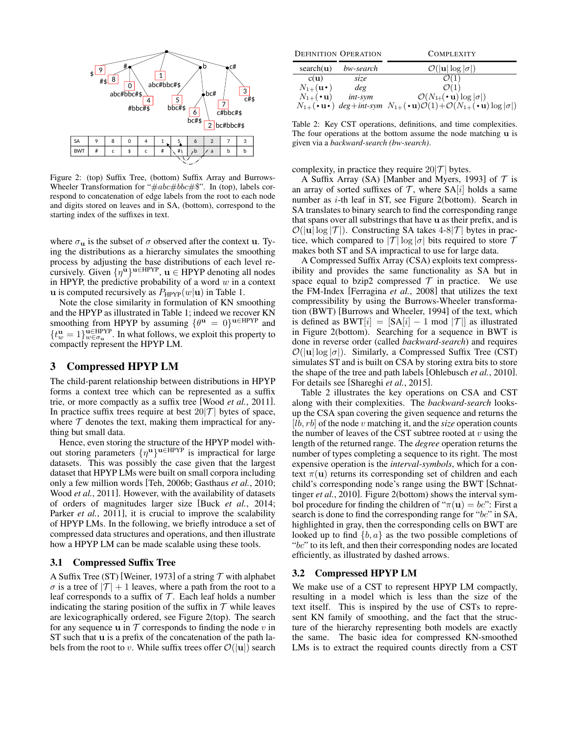Figure 2: (top) Suffix Tree, (bottom) Suffix Array and Burrows-Wheeler Transformation for "$\#abc\#bbc\#\$$". In (top), labels correspond to concatenation of edge labels from the root to each node and digits stored on leaves and in SA, (bottom), correspond to the starting index of the suffixes in text.

where $\sigma_{\mathbf{u}}$ is the subset of $\sigma$ observed after the context $\mathbf{u}$. Tying the distributions as a hierarchy simulates the smoothing process by adjusting the base distributions of each level recursively. Given $\{\eta^{\mathbf{u}}\}^{\mathbf{u} \in \text{HPYP}}$, $\mathbf{u} \in$ HPYP denoting all nodes in HPYP, the predictive probability of a word $w$ in a context $\mathbf{u}$ is computed recursively as $P_{\text{HPYP}}(w|\mathbf{u})$ in Table 1.

Note the close similarity in formulation of KN smoothing and the HPYP as illustrated in Table 1; indeed we recover KN smoothing from HPYP by assuming $\{\theta^{\mathbf{u}} = 0\}^{\mathbf{u} \in \text{HPYP}}$ and $\{t_w^{\mathbf{u}} = 1\}_{w \in \sigma_{\mathbf{u}}}^{\mathbf{u} \in \text{HPYP}}$. In what follows, we exploit this property to compactly represent the HPYP LM.

## 3 Compressed HPYP LM

The child-parent relationship between distributions in HPYP forms a context tree which can be represented as a suffix trie, or more compactly as a suffix tree [Wood *et al.*, 2011]. In practice suffix trees require at best $20|\mathcal{T}|$ bytes of space, where $\mathcal{T}$ denotes the text, making them impractical for anything but small data.

Hence, even storing the structure of the HPYP model without storing parameters $\{\eta^{\mathbf{u}}\}^{\mathbf{u} \in \text{HPYP}}$ is impractical for large datasets. This was possibly the case given that the largest dataset that HPYP LMs were built on small corpora including only a few million words [Teh, 2006b; Gasthaus *et al.*, 2010; Wood *et al.*, 2011]. However, with the availability of datasets of orders of magnitudes larger size [Buck *et al.*, 2014; Parker *et al.*, 2011], it is crucial to improve the scalability of HPYP LMs. In the following, we briefly introduce a set of compressed data structures and operations, and then illustrate how a HPYP LM can be made scalable using these tools.

### 3.1 Compressed Suffix Tree

A Suffix Tree (ST) [Weiner, 1973] of a string $\mathcal{T}$ with alphabet $\sigma$ is a tree of $|\mathcal{T}| + 1$ leaves, where a path from the root to a leaf corresponds to a suffix of $\mathcal{T}$. Each leaf holds a number indicating the staring position of the suffix in $\mathcal{T}$ while leaves are lexicographically ordered, see Figure 2(top). The search for any sequence $\mathbf{u}$ in $\mathcal{T}$ corresponds to finding the node $v$ in ST such that $\mathbf{u}$ is a prefix of the concatenation of the path labels from the root to $v$. While suffix trees offer $\mathcal{O}(|\mathbf{u}|)$ search complexity, in practice they require $20|\mathcal{T}|$ bytes.

A Suffix Array (SA) [Manber and Myers, 1993] of $\mathcal{T}$ is an array of sorted suffixes of $\mathcal{T}$, where SA$[i]$ holds a same number as $i$-th leaf in ST, see Figure 2(bottom). Search in SA translates to binary search to find the corresponding range that spans over all substrings that have $\mathbf{u}$ as their prefix, and is $\mathcal{O}(|\mathbf{u}| \log |\mathcal{T}|)$. Constructing SA takes 4-8$|\mathcal{T}|$ bytes in practice, which compared to $|\mathcal{T}| \log |\sigma|$ bits required to store $\mathcal{T}$ makes both ST and SA impractical to use for large data.

A Compressed Suffix Array (CSA) exploits text compressibility and provides the same functionality as SA but in space equal to bzip2 compressed $\mathcal{T}$ in practice. We use the FM-Index [Ferragina *et al.*, 2008] that utilizes the text compressibility by using the Burrows-Wheeler transformation (BWT) [Burrows and Wheeler, 1994] of the text, which is defined as BWT$[i]$ = $[\text{SA}[i] - 1 \mod |\mathcal{T}|]$ as illustrated in Figure 2(bottom). Searching for a sequence in BWT is done in reverse order (called *backward-search*) and requires $\mathcal{O}(|\mathbf{u}| \log |\sigma|)$. Similarly, a Compressed Suffix Tree (CST) simulates ST and is built on CSA by storing extra bits to store the shape of the tree and path labels [Ohlebusch *et al.*, 2010]. For details see [Shareghi *et al.*, 2015].

| Definition | Operation | Complexity |
|---|---|---|
| search($\mathbf{u}$) | *bw-search* | $\mathcal{O}(\|\mathbf{u}\| \log \|\sigma\|)$ |
| c($\mathbf{u}$) | *size* | $\mathcal{O}(1)$ |
| $N_{1+}(\mathbf{u}\bullet)$ | *deg* | $\mathcal{O}(1)$ |
| $N_{1+}(\bullet\mathbf{u})$ | *int-sym* | $\mathcal{O}(N_{1+}(\bullet\mathbf{u}) \log \|\sigma\|)$ |
| $N_{1+}(\bullet\mathbf{u}\bullet)$ | *deg*+*int-sym* | $N_{1+}(\bullet\mathbf{u})\mathcal{O}(1)+\mathcal{O}(N_{1+}(\bullet\mathbf{u}) \log \|\sigma\|)$ |

Table 2: Key CST operations, definitions, and time complexities. The four operations at the bottom assume the node matching $\mathbf{u}$ is given via a *backward-search (bw-search)*.

Table 2 illustrates the key operations on CSA and CST along with their complexities. The *backward-search* looks-up the CSA span covering the given sequence and returns the $[lb, rb]$ of the node $v$ matching it, and the *size* operation counts the number of leaves of the CST subtree rooted at $v$ using the length of the returned range. The *degree* operation returns the number of types completing a sequence to its right. The most expensive operation is the *interval-symbols*, which for a context $\pi(\mathbf{u})$ returns its corresponding set of children and each child's corresponding node's range using the BWT [Schnattinger *et al.*, 2010]. Figure 2(bottom) shows the interval symbol procedure for finding the children of "$\pi(\mathbf{u}) = bc$": First a search is done to find the corresponding range for "$bc$" in SA, highlighted in gray, then the corresponding cells on BWT are looked up to find $\{b, a\}$ as the two possible completions of "$bc$" to its left, and then their corresponding nodes are located efficiently, as illustrated by dashed arrows.

### 3.2 Compressed HPYP LM

We make use of a CST to represent HPYP LM compactly, resulting in a model which is less than the size of the text itself. This is inspired by the use of CSTs to represent KN family of smoothing, and the fact that the structure of the hierarchy representing both models are exactly the same. The basic idea for compressed KN-smoothed LMs is to extract the required counts directly from a CST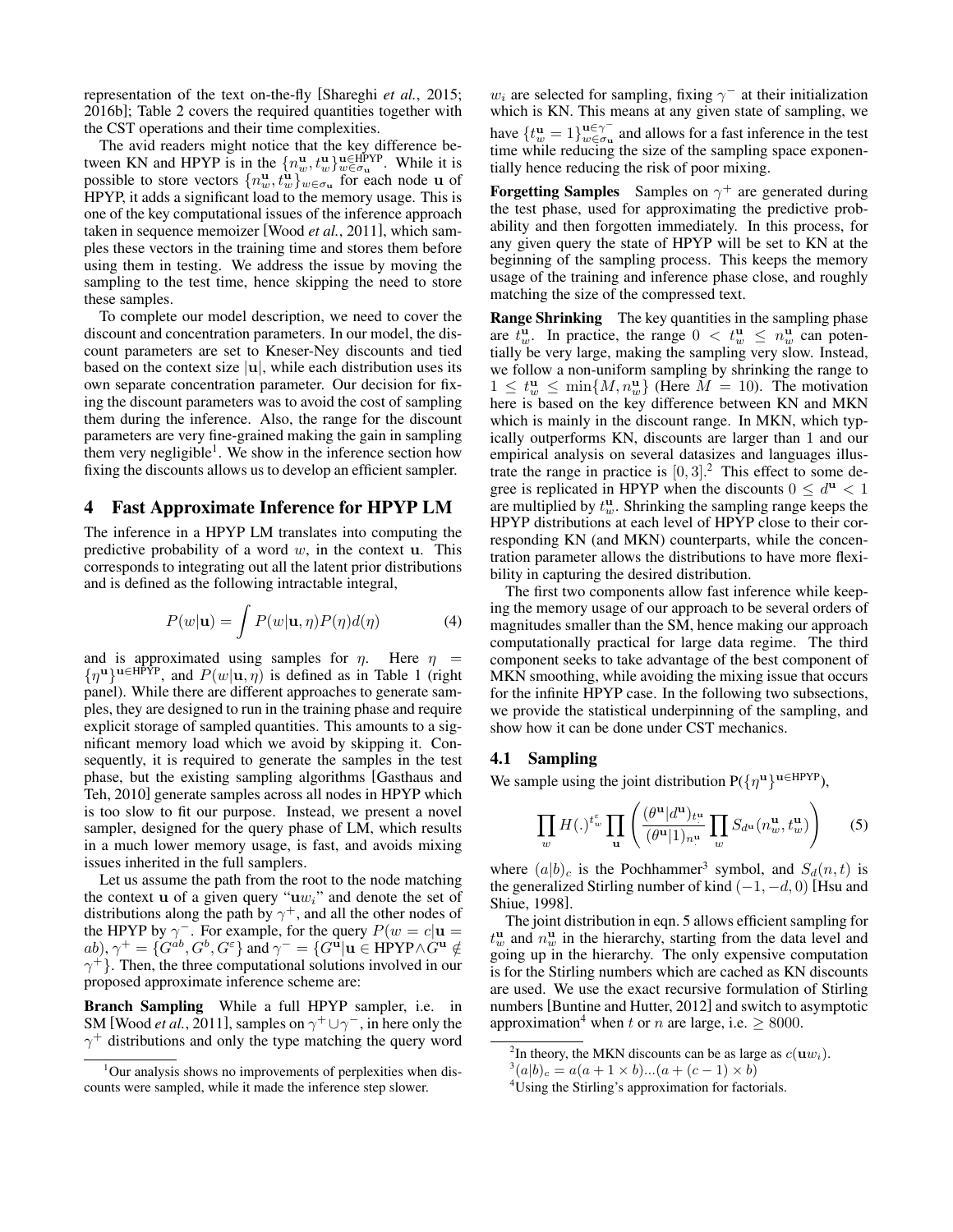representation of the text on-the-fly [Shareghi *et al.*, 2015; 2016b]; Table 2 covers the required quantities together with the CST operations and their time complexities.

The avid readers might notice that the key difference between KN and HPYP is in the $\{n_w^{\mathbf{u}}, t_w^{\mathbf{u}}\}_{w \in \sigma_{\mathbf{u}}}^{\mathbf{u} \in \text{HPYP}}$. While it is possible to store vectors $\{n_w^{\mathbf{u}}, t_w^{\mathbf{u}}\}_{w \in \sigma_{\mathbf{u}}}$ for each node $\mathbf{u}$ of HPYP, it adds a significant load to the memory usage. This is one of the key computational issues of the inference approach taken in sequence memoizer [Wood *et al.*, 2011], which samples these vectors in the training time and stores them before using them in testing. We address the issue by moving the sampling to the test time, hence skipping the need to store these samples.

To complete our model description, we need to cover the discount and concentration parameters. In our model, the discount parameters are set to Kneser-Ney discounts and tied based on the context size $|\mathbf{u}|$, while each distribution uses its own separate concentration parameter. Our decision for fixing the discount parameters was to avoid the cost of sampling them during the inference. Also, the range for the discount parameters are very fine-grained making the gain in sampling them very negligible[1]. We show in the inference section how fixing the discounts allows us to develop an efficient sampler.

## 4 Fast Approximate Inference for HPYP LM

The inference in a HPYP LM translates into computing the predictive probability of a word $w$, in the context $\mathbf{u}$. This corresponds to integrating out all the latent prior distributions and is defined as the following intractable integral,

$$P(w|\mathbf{u}) = \int P(w|\mathbf{u}, \eta) P(\eta) d(\eta) \tag{4}$$

and is approximated using samples for $\eta$. Here $\eta = \{\eta^{\mathbf{u}}\}^{\mathbf{u} \in \text{HPYP}}$, and $P(w|\mathbf{u}, \eta)$ is defined as in Table 1 (right panel). While there are different approaches to generate samples, they are designed to run in the training phase and require explicit storage of sampled quantities. This amounts to a significant memory load which we avoid by skipping it. Consequently, it is required to generate the samples in the test phase, but the existing sampling algorithms [Gasthaus and Teh, 2010] generate samples across all nodes in HPYP which is too slow to fit our purpose. Instead, we present a novel sampler, designed for the query phase of LM, which results in a much lower memory usage, is fast, and avoids mixing issues inherited in the full samplers.

Let us assume the path from the root to the node matching the context $\mathbf{u}$ of a given query "$\mathbf{u}w_i$" and denote the set of distributions along the path by $\gamma^+$, and all the other nodes of the HPYP by $\gamma^-$. For example, for the query $P(w = c|\mathbf{u} = ab)$, $\gamma^+ = \{G^{ab}, G^b, G^\varepsilon\}$ and $\gamma^- = \{G^{\mathbf{u}} | \mathbf{u} \in \text{HPYP} \wedge G^{\mathbf{u}} \notin \gamma^+\}$. Then, the three computational solutions involved in our proposed approximate inference scheme are:

**Branch Sampling** While a full HPYP sampler, i.e. in SM [Wood *et al.*, 2011], samples on $\gamma^+ \cup \gamma^-$, in here only the $\gamma^+$ distributions and only the type matching the query word $w_i$ are selected for sampling, fixing $\gamma^-$ at their initialization which is KN. This means at any given state of sampling, we have $\{t_w^{\mathbf{u}} = 1\}_{w \in \sigma_{\mathbf{u}}}^{\mathbf{u} \in \gamma^-}$ and allows for a fast inference in the test time while reducing the size of the sampling space exponentially hence reducing the risk of poor mixing.

**Forgetting Samples** Samples on $\gamma^+$ are generated during the test phase, used for approximating the predictive probability and then forgotten immediately. In this process, for any given query the state of HPYP will be set to KN at the beginning of the sampling process. This keeps the memory usage of the training and inference phase close, and roughly matching the size of the compressed text.

**Range Shrinking** The key quantities in the sampling phase are $t_w^{\mathbf{u}}$. In practice, the range $0 < t_w^{\mathbf{u}} \leq n_w^{\mathbf{u}}$ can potentially be very large, making the sampling very slow. Instead, we follow a non-uniform sampling by shrinking the range to $1 \leq t_w^{\mathbf{u}} \leq \min\{M, n_w^{\mathbf{u}}\}$ (Here $M = 10$). The motivation here is based on the key difference between KN and MKN which is mainly in the discount range. In MKN, which typically outperforms KN, discounts are larger than 1 and our empirical analysis on several datasizes and languages illustrate the range in practice is $[0, 3]$.[2] This effect to some degree is replicated in HPYP when the discounts $0 \leq d^{\mathbf{u}} < 1$ are multiplied by $t_w^{\mathbf{u}}$. Shrinking the sampling range keeps the HPYP distributions at each level of HPYP close to their corresponding KN (and MKN) counterparts, while the concentration parameter allows the distributions to have more flexibility in capturing the desired distribution.

The first two components allow fast inference while keeping the memory usage of our approach to be several orders of magnitudes smaller than the SM, hence making our approach computationally practical for large data regime. The third component seeks to take advantage of the best component of MKN smoothing, while avoiding the mixing issue that occurs for the infinite HPYP case. In the following two subsections, we provide the statistical underpinning of the sampling, and show how it can be done under CST mechanics.

### 4.1 Sampling

We sample using the joint distribution $\text{P}(\{\eta^{\mathbf{u}}\}^{\mathbf{u} \in \text{HPYP}})$,

$$\prod_w H(.)^{t_w^\varepsilon} \prod_{\mathbf{u}} \left( \frac{(\theta^{\mathbf{u}}|d^{\mathbf{u}})_{t_\cdot^{\mathbf{u}}}}{(\theta^{\mathbf{u}}|1)_{n_\cdot^{\mathbf{u}}}} \prod_w S_{d^{\mathbf{u}}}(n_w^{\mathbf{u}}, t_w^{\mathbf{u}}) \right) \tag{5}$$

where $(a|b)_c$ is the Pochhammer[3] symbol, and $S_d(n, t)$ is the generalized Stirling number of kind $(-1, -d, 0)$ [Hsu and Shiue, 1998].

The joint distribution in eqn. 5 allows efficient sampling for $t_w^{\mathbf{u}}$ and $n_w^{\mathbf{u}}$ in the hierarchy, starting from the data level and going up in the hierarchy. The only expensive computation is for the Stirling numbers which are cached as KN discounts are used. We use the exact recursive formulation of Stirling numbers [Buntine and Hutter, 2012] and switch to asymptotic approximation[4] when $t$ or $n$ are large, i.e. $\geq 8000$.

---

[1] Our analysis shows no improvements of perplexities when discounts were sampled, while it made the inference step slower.

[2] In theory, the MKN discounts can be as large as $c(\mathbf{u}w_i)$.

[3] $(a|b)_c = a(a + 1 \times b)...(a + (c - 1) \times b)$

[4] Using the Stirling's approximation for factorials.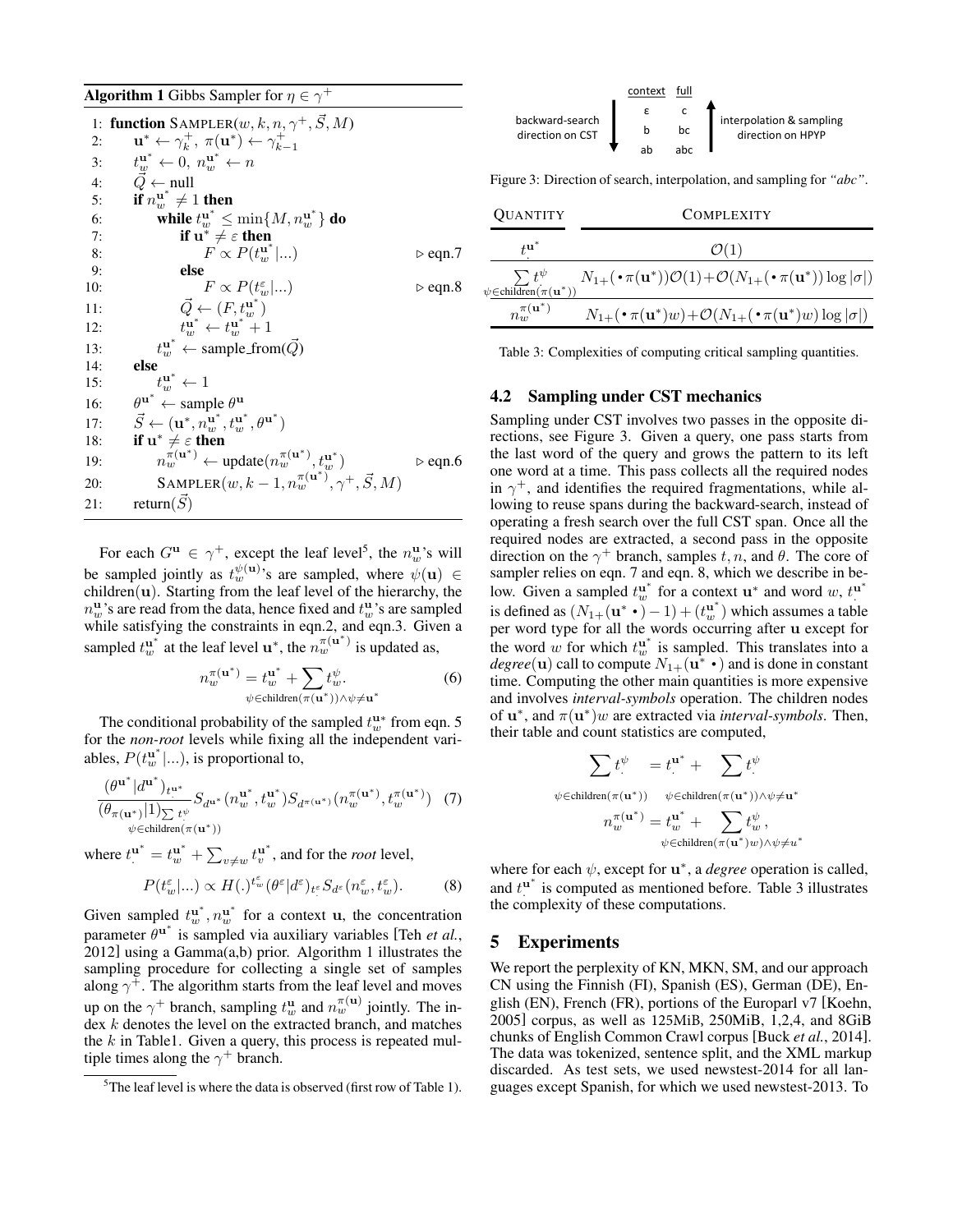**Algorithm 1** Gibbs Sampler for $\eta \in \gamma^+$

```
1:  function SAMPLER(w, k, n, γ⁺, S⃗, M)
2:      u* ← γ⁺_k, π(u*) ← γ⁺_{k−1}
3:      t_w^{u*} ← 0, n_w^{u*} ← n
4:      Q⃗ ← null
5:      if n_w^{u*} ≠ 1 then
6:          while t_w^{u*} ≤ min{M, n_w^{u*}} do
7:              if u* ≠ ε then
8:                  F ∝ P(t_w^{u*}|...)                ▷ eqn.7
9:              else
10:                 F ∝ P(t_w^ε|...)                   ▷ eqn.8
11:             Q⃗ ← (F, t_w^{u*})
12:             t_w^{u*} ← t_w^{u*} + 1
13:         t_w^{u*} ← sample_from(Q⃗)
14:     else
15:         t_w^{u*} ← 1
16:     θ^{u*} ← sample θ^u
17:     S⃗ ← (u*, n_w^{u*}, t_w^{u*}, θ^{u*})
18:     if u* ≠ ε then
19:         n_w^{π(u*)} ← update(n_w^{π(u*)}, t_w^{u*})     ▷ eqn.6
20:         SAMPLER(w, k − 1, n_w^{π(u*)}, γ⁺, S⃗, M)
21:     return(S⃗)
```

For each $G^{\mathbf{u}} \in \gamma^+$, except the leaf level[5], the $n_w^{\mathbf{u}}$'s will be sampled jointly as $t_w^{\psi(\mathbf{u})}$'s are sampled, where $\psi(\mathbf{u}) \in$ children($\mathbf{u}$). Starting from the leaf level of the hierarchy, the $n_w^{\mathbf{u}}$'s are read from the data, hence fixed and $t_w^{\mathbf{u}}$'s are sampled while satisfying the constraints in eqn.2, and eqn.3. Given a sampled $t_w^{\mathbf{u}^*}$ at the leaf level $\mathbf{u}^*$, the $n_w^{\pi(\mathbf{u}^*)}$ is updated as,

$$n_w^{\pi(\mathbf{u}^*)} = t_w^{\mathbf{u}^*} + \sum_{\psi \in \text{children}(\pi(\mathbf{u}^*)) \wedge \psi \neq \mathbf{u}^*} t_w^{\psi}. \quad (6)$$

The conditional probability of the sampled $t_w^{\mathbf{u}^*}$ from eqn. 5 for the *non-root* levels while fixing all the independent variables, $P(t_w^{\mathbf{u}^*}|...)$, is proportional to,

$$\frac{(\theta^{\mathbf{u}^*}|d^{\mathbf{u}^*})_{t_\cdot^{\mathbf{u}^*}}}{(\theta_{\pi(\mathbf{u}^*)}|1)_{\sum_{\psi \in \text{children}(\pi(\mathbf{u}^*))} t_\cdot^{\psi}}} S_{d^{\mathbf{u}^*}}(n_w^{\mathbf{u}^*}, t_w^{\mathbf{u}^*}) S_{d^{\pi(\mathbf{u}^*)}}(n_w^{\pi(\mathbf{u}^*)}, t_w^{\pi(\mathbf{u}^*)}) \quad (7)$$

where $t_\cdot^{\mathbf{u}^*} = t_w^{\mathbf{u}^*} + \sum_{v \neq w} t_v^{\mathbf{u}^*}$, and for the *root* level,

$$P(t_w^{\varepsilon}|...) \propto H(.)^{t_w^{\varepsilon}} (\theta^{\varepsilon}|d^{\varepsilon})_{t_\cdot^{\varepsilon}} S_{d^{\varepsilon}}(n_w^{\varepsilon}, t_w^{\varepsilon}). \quad (8)$$

Given sampled $t_w^{\mathbf{u}^*}, n_w^{\mathbf{u}^*}$ for a context $\mathbf{u}$, the concentration parameter $\theta^{\mathbf{u}^*}$ is sampled via auxiliary variables [Teh *et al.*, 2012] using a Gamma(a,b) prior. Algorithm 1 illustrates the sampling procedure for collecting a single set of samples along $\gamma^+$. The algorithm starts from the leaf level and moves up on the $\gamma^+$ branch, sampling $t_w^{\mathbf{u}}$ and $n_w^{\pi(\mathbf{u})}$ jointly. The index $k$ denotes the level on the extracted branch, and matches the $k$ in Table1. Given a query, this process is repeated multiple times along the $\gamma^+$ branch.

[5] The leaf level is where the data is observed (first row of Table 1).

| backward-search direction on CST ↓ | context | full | ↑ interpolation & sampling direction on HPYP |
|---|---|---|---|
| | ε | c | |
| | b | bc | |
| | ab | abc | |

Figure 3: Direction of search, interpolation, and sampling for *"abc"*.

| QUANTITY | COMPLEXITY |
|---|---|
| $t_\cdot^{\mathbf{u}^*}$ | $\mathcal{O}(1)$ |
| $\sum_{\psi \in \text{children}(\pi(\mathbf{u}^*))} t_\cdot^{\psi}$ | $N_{1+}(\bullet\,\pi(\mathbf{u}^*))\mathcal{O}(1) + \mathcal{O}(N_{1+}(\bullet\,\pi(\mathbf{u}^*)) \log \lvert\sigma\rvert)$ |
| $n_w^{\pi(\mathbf{u}^*)}$ | $N_{1+}(\bullet\,\pi(\mathbf{u}^*)w) + \mathcal{O}(N_{1+}(\bullet\,\pi(\mathbf{u}^*)w) \log \lvert\sigma\rvert)$ |

Table 3: Complexities of computing critical sampling quantities.

### 4.2 Sampling under CST mechanics

Sampling under CST involves two passes in the opposite directions, see Figure 3. Given a query, one pass starts from the last word of the query and grows the pattern to its left one word at a time. This pass collects all the required nodes in $\gamma^+$, and identifies the required fragmentations, while allowing to reuse spans during the backward-search, instead of operating a fresh search over the full CST span. Once all the required nodes are extracted, a second pass in the opposite direction on the $\gamma^+$ branch, samples $t$, $n$, and $\theta$. The core of sampler relies on eqn. 7 and eqn. 8, which we describe in below. Given a sampled $t_w^{\mathbf{u}^*}$ for a context $\mathbf{u}^*$ and word $w$, $t_\cdot^{\mathbf{u}^*}$ is defined as $(N_{1+}(\mathbf{u}^* \bullet) - 1) + (t_w^{\mathbf{u}^*})$ which assumes a table per word type for all the words occurring after $\mathbf{u}$ except for the word $w$ for which $t_w^{\mathbf{u}^*}$ is sampled. This translates into a *degree*($\mathbf{u}$) call to compute $N_{1+}(\mathbf{u}^* \bullet)$ and is done in constant time. Computing the other main quantities is more expensive and involves *interval-symbols* operation. The children nodes of $\mathbf{u}^*$, and $\pi(\mathbf{u}^*)w$ are extracted via *interval-symbols*. Then, their table and count statistics are computed,

$$\sum_{\psi \in \text{children}(\pi(\mathbf{u}^*))} t_\cdot^{\psi} = t_\cdot^{\mathbf{u}^*} + \sum_{\psi \in \text{children}(\pi(\mathbf{u}^*)) \wedge \psi \neq \mathbf{u}^*} t_\cdot^{\psi}$$

$$n_w^{\pi(\mathbf{u}^*)} = t_w^{\mathbf{u}^*} + \sum_{\psi \in \text{children}(\pi(\mathbf{u}^*)w) \wedge \psi \neq \mathbf{u}^*} t_w^{\psi},$$

where for each $\psi$, except for $\mathbf{u}^*$, a *degree* operation is called, and $t_\cdot^{\mathbf{u}^*}$ is computed as mentioned before. Table 3 illustrates the complexity of these computations.

## 5 Experiments

We report the perplexity of KN, MKN, SM, and our approach CN using the Finnish (FI), Spanish (ES), German (DE), English (EN), French (FR), portions of the Europarl v7 [Koehn, 2005] corpus, as well as 125MiB, 250MiB, 1,2,4, and 8GiB chunks of English Common Crawl corpus [Buck *et al.*, 2014]. The data was tokenized, sentence split, and the XML markup discarded. As test sets, we used newstest-2014 for all languages except Spanish, for which we used newstest-2013. To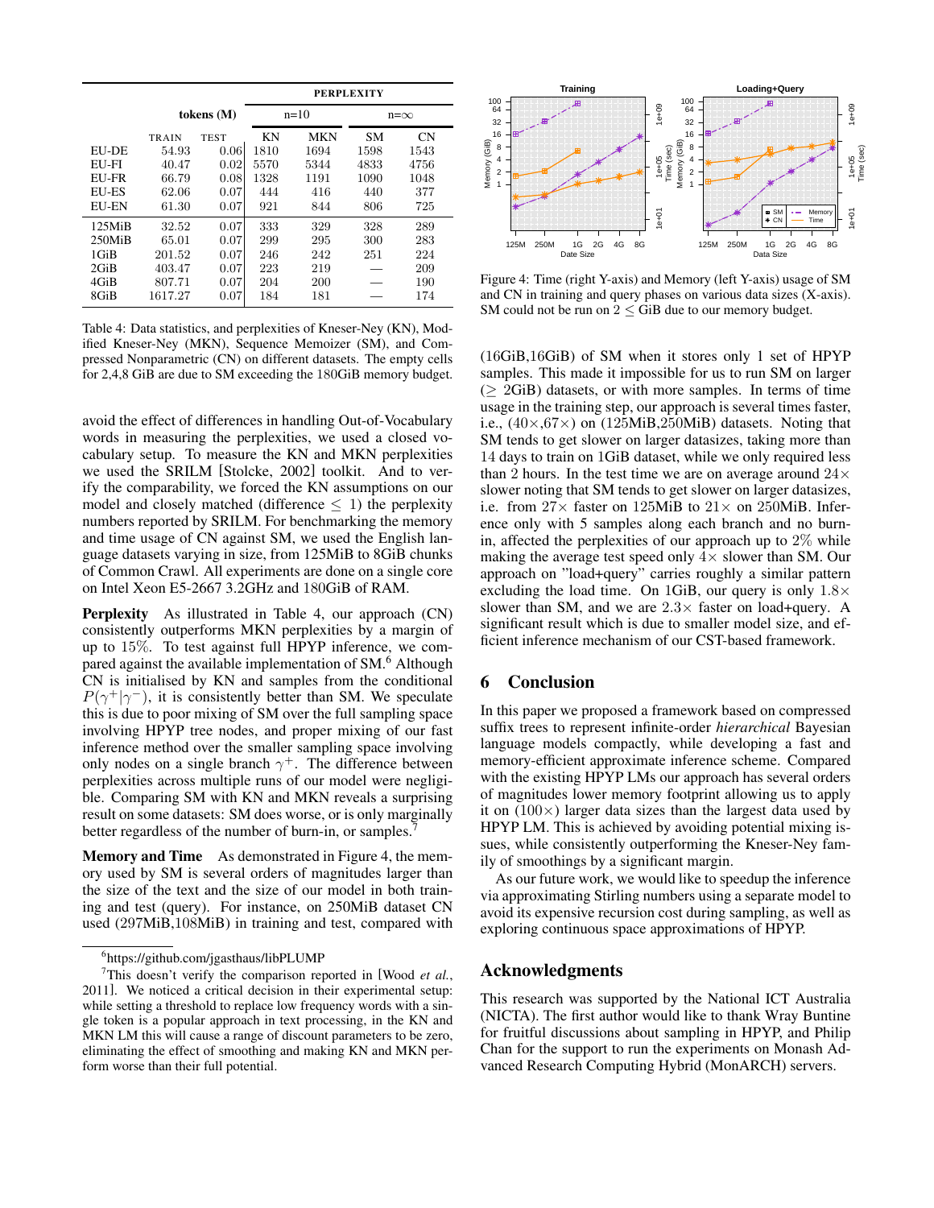|  | tokens (M) |  | PERPLEXITY |  |  |  |
|---|---|---|---|---|---|---|
|  |  |  | n=10 |  | n=∞ |  |
|  | TRAIN | TEST | KN | MKN | SM | CN |
| EU-DE | 54.93 | 0.06 | 1810 | 1694 | 1598 | 1543 |
| EU-FI | 40.47 | 0.02 | 5570 | 5344 | 4833 | 4756 |
| EU-FR | 66.79 | 0.08 | 1328 | 1191 | 1090 | 1048 |
| EU-ES | 62.06 | 0.07 | 444 | 416 | 440 | 377 |
| EU-EN | 61.30 | 0.07 | 921 | 844 | 806 | 725 |
| 125MiB | 32.52 | 0.07 | 333 | 329 | 328 | 289 |
| 250MiB | 65.01 | 0.07 | 299 | 295 | 300 | 283 |
| 1GiB | 201.52 | 0.07 | 246 | 242 | 251 | 224 |
| 2GiB | 403.47 | 0.07 | 223 | 219 | — | 209 |
| 4GiB | 807.71 | 0.07 | 204 | 200 | — | 190 |
| 8GiB | 1617.27 | 0.07 | 184 | 181 | — | 174 |

Table 4: Data statistics, and perplexities of Kneser-Ney (KN), Modified Kneser-Ney (MKN), Sequence Memoizer (SM), and Compressed Nonparametric (CN) on different datasets. The empty cells for 2,4,8 GiB are due to SM exceeding the 180GiB memory budget.

avoid the effect of differences in handling Out-of-Vocabulary words in measuring the perplexities, we used a closed vocabulary setup. To measure the KN and MKN perplexities we used the SRILM [Stolcke, 2002] toolkit. And to verify the comparability, we forced the KN assumptions on our model and closely matched (difference $\leq 1$) the perplexity numbers reported by SRILM. For benchmarking the memory and time usage of CN against SM, we used the English language datasets varying in size, from 125MiB to 8GiB chunks of Common Crawl. All experiments are done on a single core on Intel Xeon E5-2667 3.2GHz and 180GiB of RAM.

**Perplexity** As illustrated in Table 4, our approach (CN) consistently outperforms MKN perplexities by a margin of up to 15%. To test against full HPYP inference, we compared against the available implementation of SM.[6] Although CN is initialised by KN and samples from the conditional $P(\gamma^{+}|\gamma^{-})$, it is consistently better than SM. We speculate this is due to poor mixing of SM over the full sampling space involving HPYP tree nodes, and proper mixing of our fast inference method over the smaller sampling space involving only nodes on a single branch $\gamma^{+}$. The difference between perplexities across multiple runs of our model were negligible. Comparing SM with KN and MKN reveals a surprising result on some datasets: SM does worse, or is only marginally better regardless of the number of burn-in, or samples.[7]

**Memory and Time** As demonstrated in Figure 4, the memory used by SM is several orders of magnitudes larger than the size of the text and the size of our model in both training and test (query). For instance, on 250MiB dataset CN used (297MiB,108MiB) in training and test, compared with (16GiB,16GiB) of SM when it stores only 1 set of HPYP samples. This made it impossible for us to run SM on larger ($\geq$ 2GiB) datasets, or with more samples. In terms of time usage in the training step, our approach is several times faster, i.e., (40×,67×) on (125MiB,250MiB) datasets. Noting that SM tends to get slower on larger datasizes, taking more than 14 days to train on 1GiB dataset, while we only required less than 2 hours. In the test time we are on average around 24× slower noting that SM tends to get slower on larger datasizes, i.e. from 27× faster on 125MiB to 21× on 250MiB. Inference only with 5 samples along each branch and no burn-in, affected the perplexities of our approach up to 2% while making the average test speed only 4× slower than SM. Our approach on "load+query" carries roughly a similar pattern excluding the load time. On 1GiB, our query is only 1.8× slower than SM, and we are 2.3× faster on load+query. A significant result which is due to smaller model size, and efficient inference mechanism of our CST-based framework.

Figure 4: Time (right Y-axis) and Memory (left Y-axis) usage of SM and CN in training and query phases on various data sizes (X-axis). SM could not be run on $2 \leq$ GiB due to our memory budget.

## 6 Conclusion

In this paper we proposed a framework based on compressed suffix trees to represent infinite-order *hierarchical* Bayesian language models compactly, while developing a fast and memory-efficient approximate inference scheme. Compared with the existing HPYP LMs our approach has several orders of magnitudes lower memory footprint allowing us to apply it on (100×) larger data sizes than the largest data used by HPYP LM. This is achieved by avoiding potential mixing issues, while consistently outperforming the Kneser-Ney family of smoothings by a significant margin.

As our future work, we would like to speedup the inference via approximating Stirling numbers using a separate model to avoid its expensive recursion cost during sampling, as well as exploring continuous space approximations of HPYP.

## Acknowledgments

This research was supported by the National ICT Australia (NICTA). The first author would like to thank Wray Buntine for fruitful discussions about sampling in HPYP, and Philip Chan for the support to run the experiments on Monash Advanced Research Computing Hybrid (MonARCH) servers.

---

[6] https://github.com/jgasthaus/libPLUMP

[7] This doesn't verify the comparison reported in [Wood *et al.*, 2011]. We noticed a critical decision in their experimental setup: while setting a threshold to replace low frequency words with a single token is a popular approach in text processing, in the KN and MKN LM this will cause a range of discount parameters to be zero, eliminating the effect of smoothing and making KN and MKN perform worse than their full potential.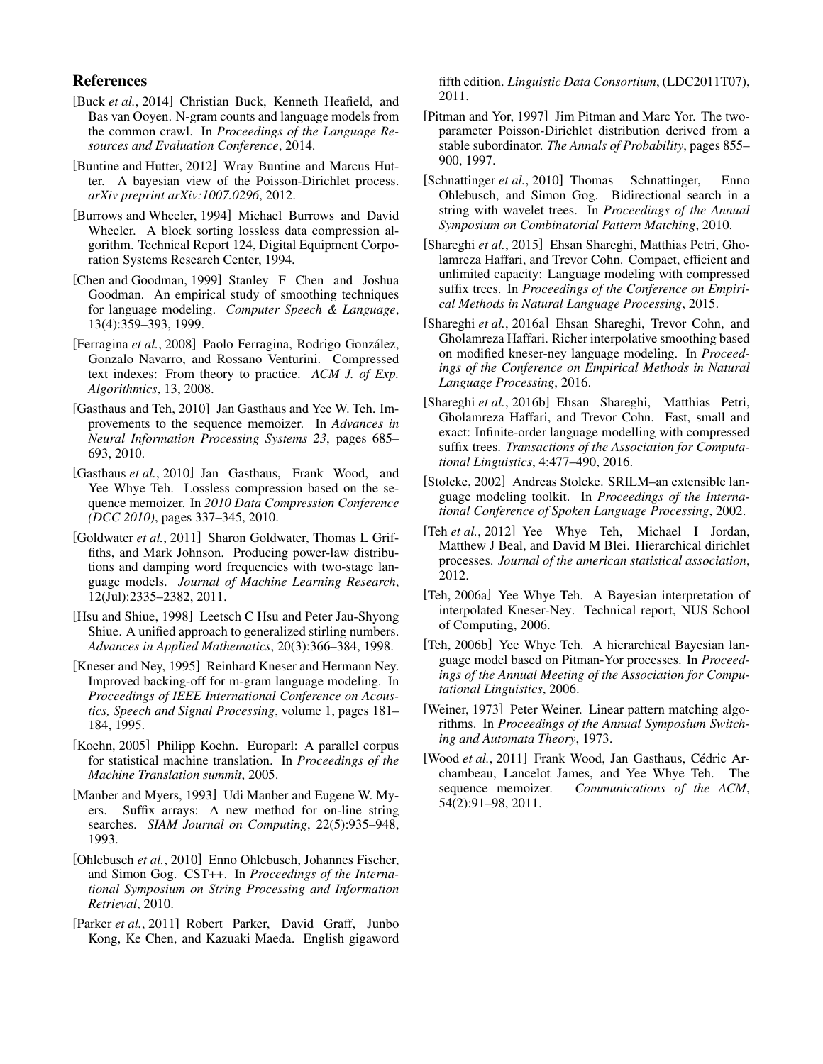## References

[Buck *et al.*, 2014] Christian Buck, Kenneth Heafield, and Bas van Ooyen. N-gram counts and language models from the common crawl. In *Proceedings of the Language Resources and Evaluation Conference*, 2014.

[Buntine and Hutter, 2012] Wray Buntine and Marcus Hutter. A bayesian view of the Poisson-Dirichlet process. *arXiv preprint arXiv:1007.0296*, 2012.

[Burrows and Wheeler, 1994] Michael Burrows and David Wheeler. A block sorting lossless data compression algorithm. Technical Report 124, Digital Equipment Corporation Systems Research Center, 1994.

[Chen and Goodman, 1999] Stanley F Chen and Joshua Goodman. An empirical study of smoothing techniques for language modeling. *Computer Speech & Language*, 13(4):359–393, 1999.

[Ferragina *et al.*, 2008] Paolo Ferragina, Rodrigo González, Gonzalo Navarro, and Rossano Venturini. Compressed text indexes: From theory to practice. *ACM J. of Exp. Algorithmics*, 13, 2008.

[Gasthaus and Teh, 2010] Jan Gasthaus and Yee W. Teh. Improvements to the sequence memoizer. In *Advances in Neural Information Processing Systems 23*, pages 685–693, 2010.

[Gasthaus *et al.*, 2010] Jan Gasthaus, Frank Wood, and Yee Whye Teh. Lossless compression based on the sequence memoizer. In *2010 Data Compression Conference (DCC 2010)*, pages 337–345, 2010.

[Goldwater *et al.*, 2011] Sharon Goldwater, Thomas L Griffiths, and Mark Johnson. Producing power-law distributions and damping word frequencies with two-stage language models. *Journal of Machine Learning Research*, 12(Jul):2335–2382, 2011.

[Hsu and Shiue, 1998] Leetsch C Hsu and Peter Jau-Shyong Shiue. A unified approach to generalized stirling numbers. *Advances in Applied Mathematics*, 20(3):366–384, 1998.

[Kneser and Ney, 1995] Reinhard Kneser and Hermann Ney. Improved backing-off for m-gram language modeling. In *Proceedings of IEEE International Conference on Acoustics, Speech and Signal Processing*, volume 1, pages 181–184, 1995.

[Koehn, 2005] Philipp Koehn. Europarl: A parallel corpus for statistical machine translation. In *Proceedings of the Machine Translation summit*, 2005.

[Manber and Myers, 1993] Udi Manber and Eugene W. Myers. Suffix arrays: A new method for on-line string searches. *SIAM Journal on Computing*, 22(5):935–948, 1993.

[Ohlebusch *et al.*, 2010] Enno Ohlebusch, Johannes Fischer, and Simon Gog. CST++. In *Proceedings of the International Symposium on String Processing and Information Retrieval*, 2010.

[Parker *et al.*, 2011] Robert Parker, David Graff, Junbo Kong, Ke Chen, and Kazuaki Maeda. English gigaword fifth edition. *Linguistic Data Consortium*, (LDC2011T07), 2011.

[Pitman and Yor, 1997] Jim Pitman and Marc Yor. The two-parameter Poisson-Dirichlet distribution derived from a stable subordinator. *The Annals of Probability*, pages 855–900, 1997.

[Schnattinger *et al.*, 2010] Thomas Schnattinger, Enno Ohlebusch, and Simon Gog. Bidirectional search in a string with wavelet trees. In *Proceedings of the Annual Symposium on Combinatorial Pattern Matching*, 2010.

[Shareghi *et al.*, 2015] Ehsan Shareghi, Matthias Petri, Gholamreza Haffari, and Trevor Cohn. Compact, efficient and unlimited capacity: Language modeling with compressed suffix trees. In *Proceedings of the Conference on Empirical Methods in Natural Language Processing*, 2015.

[Shareghi *et al.*, 2016a] Ehsan Shareghi, Trevor Cohn, and Gholamreza Haffari. Richer interpolative smoothing based on modified kneser-ney language modeling. In *Proceedings of the Conference on Empirical Methods in Natural Language Processing*, 2016.

[Shareghi *et al.*, 2016b] Ehsan Shareghi, Matthias Petri, Gholamreza Haffari, and Trevor Cohn. Fast, small and exact: Infinite-order language modelling with compressed suffix trees. *Transactions of the Association for Computational Linguistics*, 4:477–490, 2016.

[Stolcke, 2002] Andreas Stolcke. SRILM–an extensible language modeling toolkit. In *Proceedings of the International Conference of Spoken Language Processing*, 2002.

[Teh *et al.*, 2012] Yee Whye Teh, Michael I Jordan, Matthew J Beal, and David M Blei. Hierarchical dirichlet processes. *Journal of the american statistical association*, 2012.

[Teh, 2006a] Yee Whye Teh. A Bayesian interpretation of interpolated Kneser-Ney. Technical report, NUS School of Computing, 2006.

[Teh, 2006b] Yee Whye Teh. A hierarchical Bayesian language model based on Pitman-Yor processes. In *Proceedings of the Annual Meeting of the Association for Computational Linguistics*, 2006.

[Weiner, 1973] Peter Weiner. Linear pattern matching algorithms. In *Proceedings of the Annual Symposium Switching and Automata Theory*, 1973.

[Wood *et al.*, 2011] Frank Wood, Jan Gasthaus, Cédric Archambeau, Lancelot James, and Yee Whye Teh. The sequence memoizer. *Communications of the ACM*, 54(2):91–98, 2011.